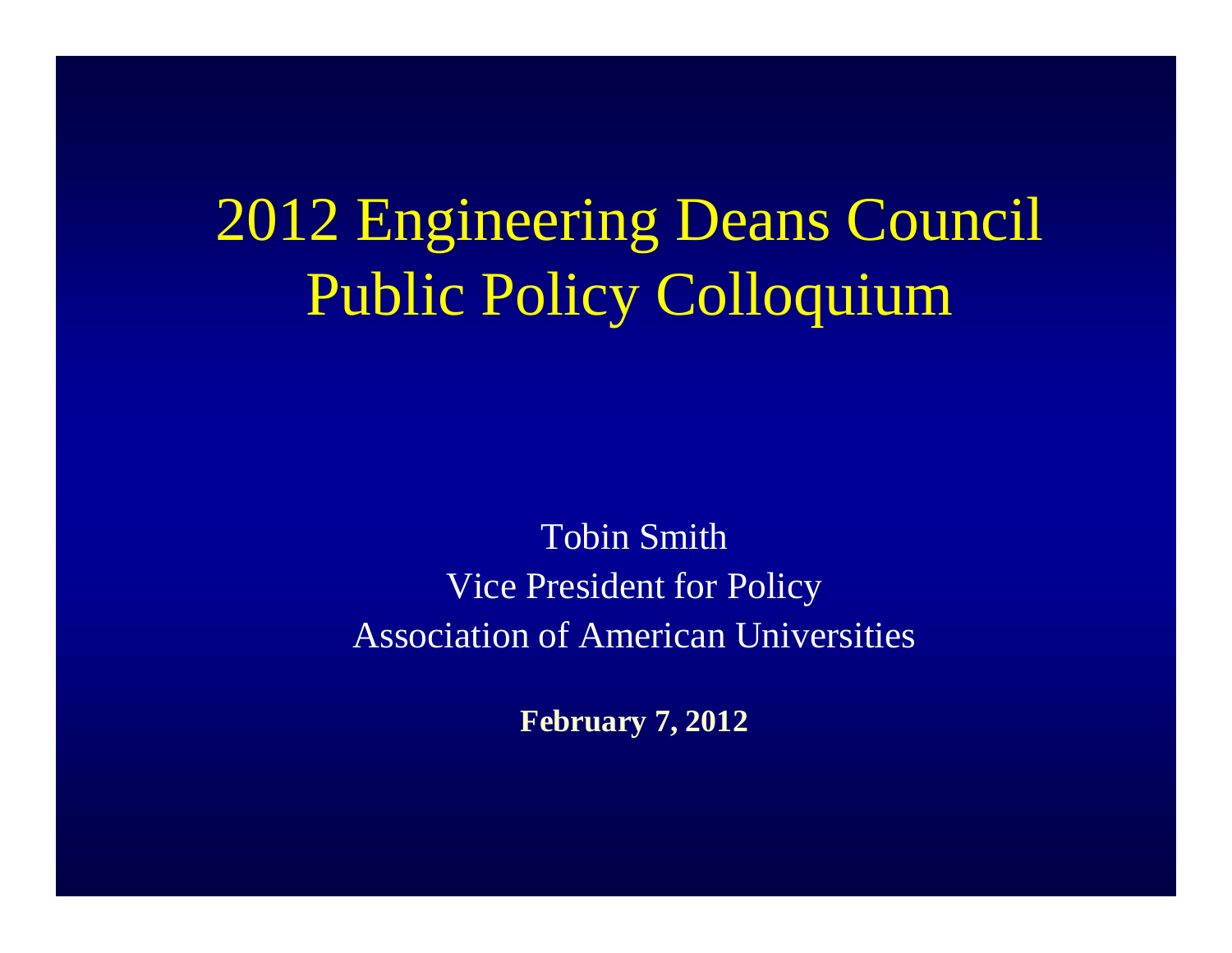# 2012 Engineering Deans Council Public Policy Colloquium

Tobin Smith
Vice President for Policy
Association of American Universities

**February 7, 2012**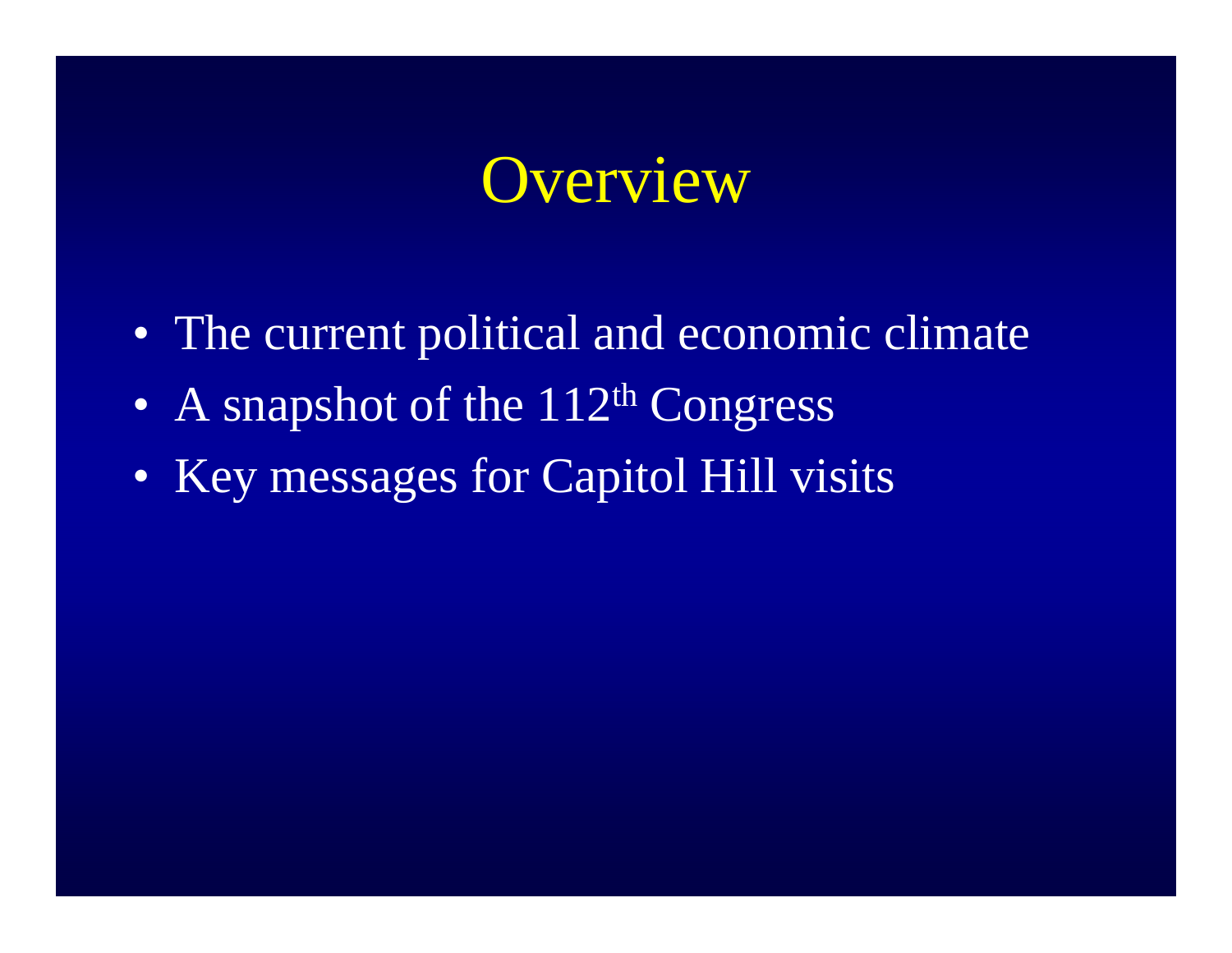# Overview

- The current political and economic climate
- A snapshot of the 112th Congress
- Key messages for Capitol Hill visits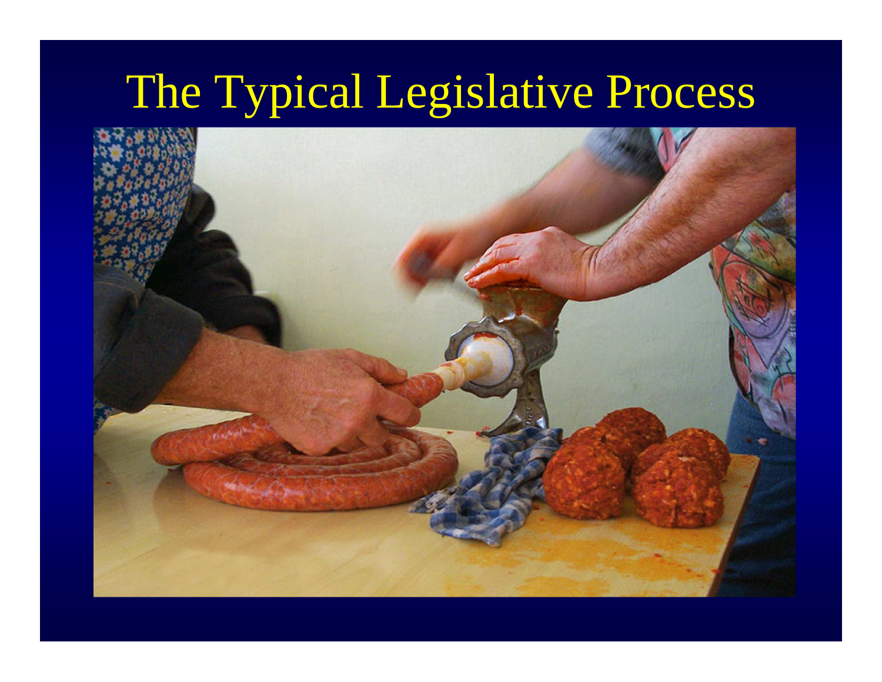# The Typical Legislative Process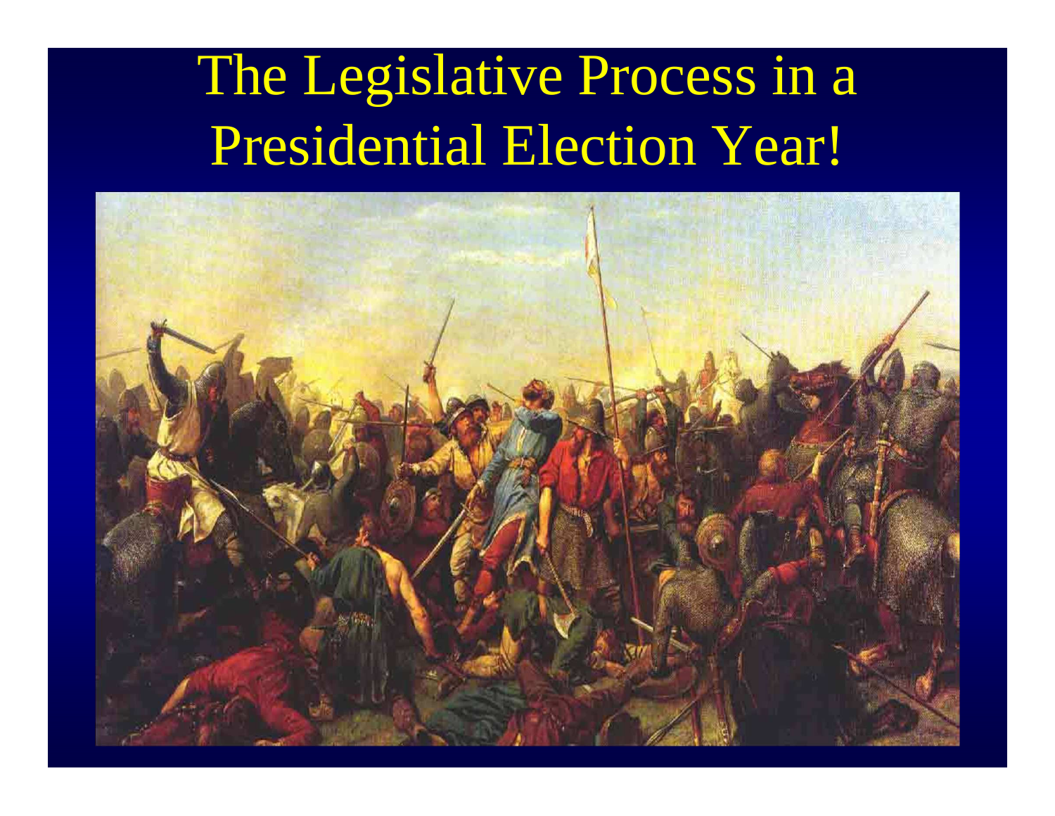# The Legislative Process in a Presidential Election Year!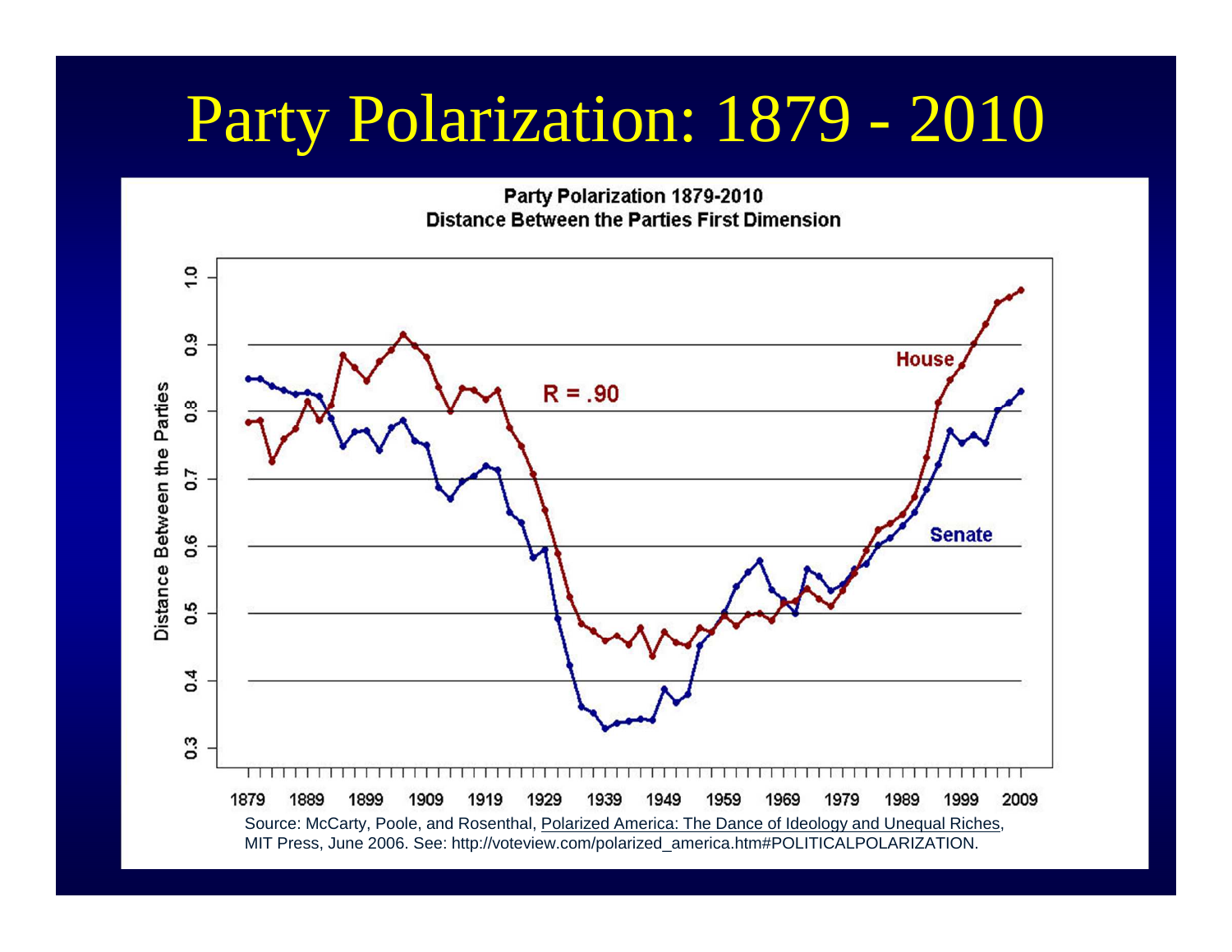# Party Polarization: 1879 - 2010

**Party Polarization 1879-2010**
**Distance Between the Parties First Dimension**

Source: McCarty, Poole, and Rosenthal, Polarized America: The Dance of Ideology and Unequal Riches, MIT Press, June 2006. See: http://voteview.com/polarized_america.htm#POLITICALPOLARIZATION.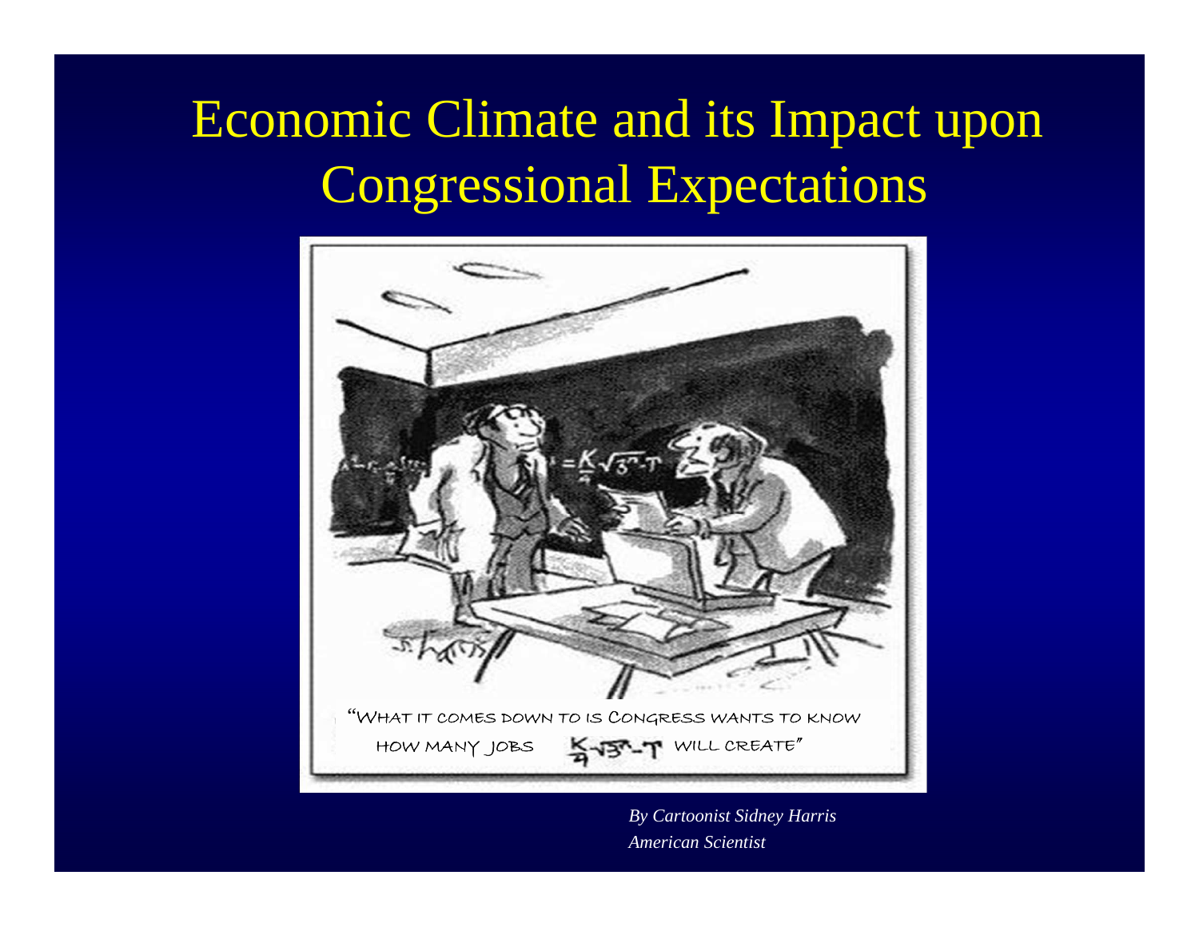# Economic Climate and its Impact upon Congressional Expectations

"WHAT IT COMES DOWN TO IS CONGRESS WANTS TO KNOW HOW MANY JOBS $\frac{K}{4}\sqrt{3^n}-T$ WILL CREATE"

*By Cartoonist Sidney Harris*
*American Scientist*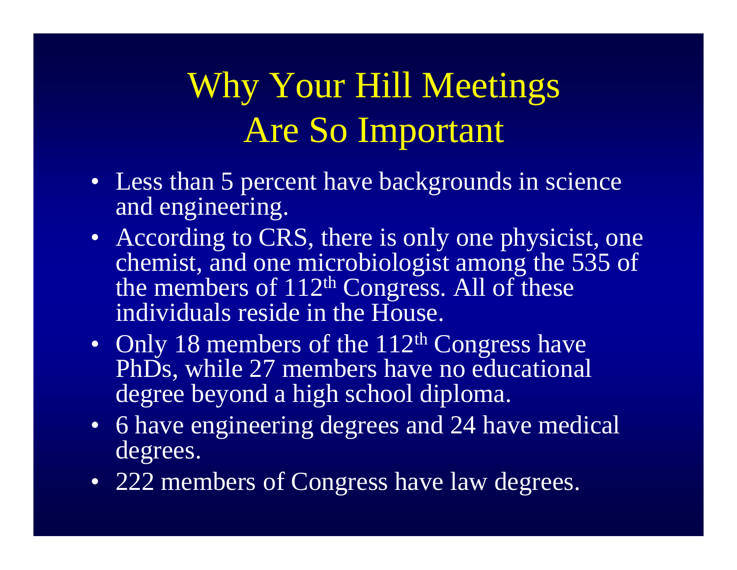# Why Your Hill Meetings Are So Important

- Less than 5 percent have backgrounds in science and engineering.
- According to CRS, there is only one physicist, one chemist, and one microbiologist among the 535 of the members of 112th Congress. All of these individuals reside in the House.
- Only 18 members of the 112th Congress have PhDs, while 27 members have no educational degree beyond a high school diploma.
- 6 have engineering degrees and 24 have medical degrees.
- 222 members of Congress have law degrees.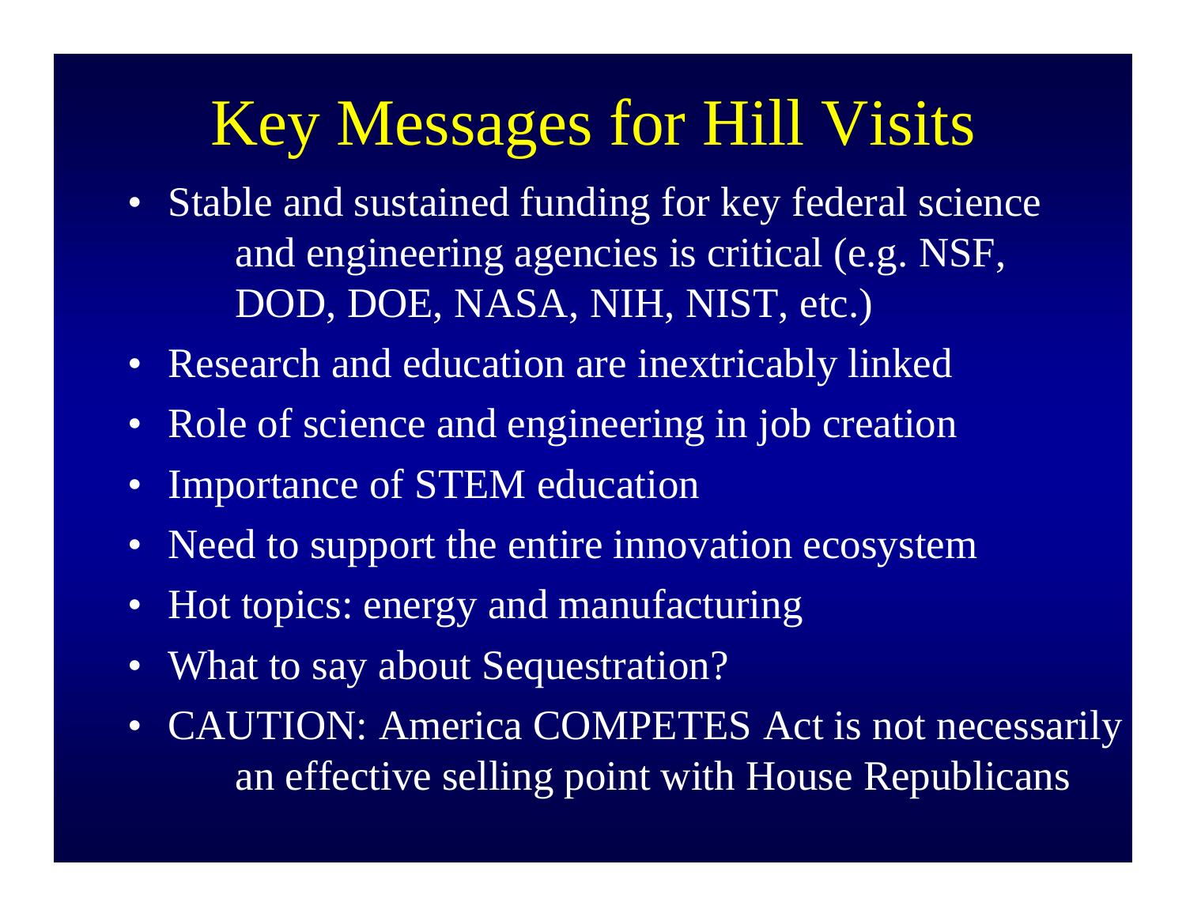# Key Messages for Hill Visits

- Stable and sustained funding for key federal science and engineering agencies is critical (e.g. NSF, DOD, DOE, NASA, NIH, NIST, etc.)
- Research and education are inextricably linked
- Role of science and engineering in job creation
- Importance of STEM education
- Need to support the entire innovation ecosystem
- Hot topics: energy and manufacturing
- What to say about Sequestration?
- CAUTION: America COMPETES Act is not necessarily an effective selling point with House Republicans